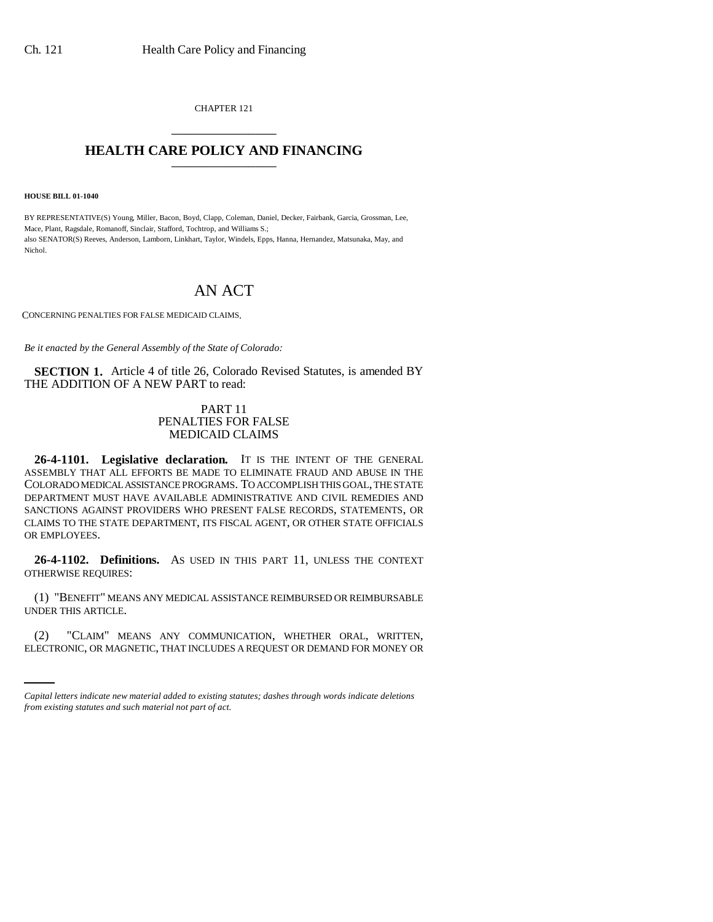CHAPTER 121

# HEALTH CARE POLICY AND FINANCING

**HOUSE BILL 01-1040**

BY REPRESENTATIVE(S) Young, Miller, Bacon, Boyd, Clapp, Coleman, Daniel, Decker, Fairbank, Garcia, Grossman, Lee, Mace, Plant, Ragsdale, Romanoff, Sinclair, Stafford, Tochtrop, and Williams S.;
also SENATOR(S) Reeves, Anderson, Lamborn, Linkhart, Taylor, Windels, Epps, Hanna, Hernandez, Matsunaka, May, and Nichol.

# AN ACT

CONCERNING PENALTIES FOR FALSE MEDICAID CLAIMS.

*Be it enacted by the General Assembly of the State of Colorado:*

**SECTION 1.** Article 4 of title 26, Colorado Revised Statutes, is amended BY THE ADDITION OF A NEW PART to read:

PART 11
PENALTIES FOR FALSE
MEDICAID CLAIMS

**26-4-1101. Legislative declaration.** IT IS THE INTENT OF THE GENERAL ASSEMBLY THAT ALL EFFORTS BE MADE TO ELIMINATE FRAUD AND ABUSE IN THE COLORADO MEDICAL ASSISTANCE PROGRAMS. TO ACCOMPLISH THIS GOAL, THE STATE DEPARTMENT MUST HAVE AVAILABLE ADMINISTRATIVE AND CIVIL REMEDIES AND SANCTIONS AGAINST PROVIDERS WHO PRESENT FALSE RECORDS, STATEMENTS, OR CLAIMS TO THE STATE DEPARTMENT, ITS FISCAL AGENT, OR OTHER STATE OFFICIALS OR EMPLOYEES.

**26-4-1102. Definitions.** AS USED IN THIS PART 11, UNLESS THE CONTEXT OTHERWISE REQUIRES:

(1) "BENEFIT" MEANS ANY MEDICAL ASSISTANCE REIMBURSED OR REIMBURSABLE UNDER THIS ARTICLE.

(2) "CLAIM" MEANS ANY COMMUNICATION, WHETHER ORAL, WRITTEN, ELECTRONIC, OR MAGNETIC, THAT INCLUDES A REQUEST OR DEMAND FOR MONEY OR

*Capital letters indicate new material added to existing statutes; dashes through words indicate deletions from existing statutes and such material not part of act.*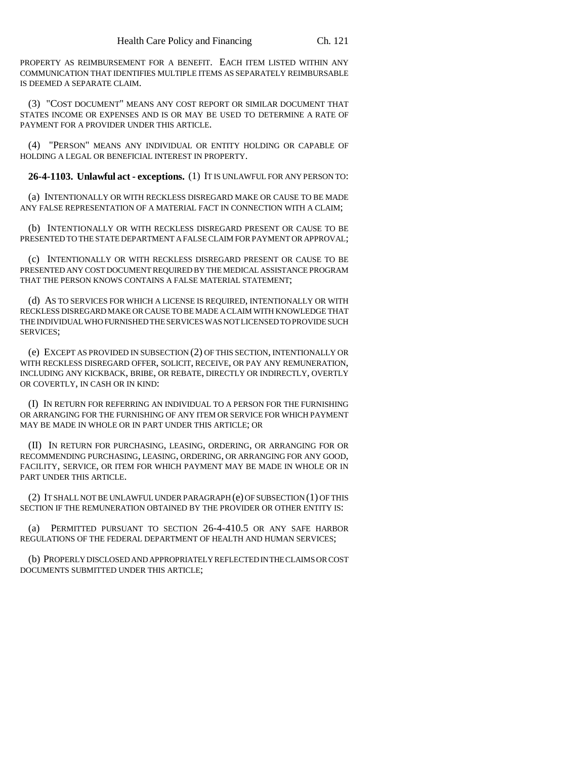PROPERTY AS REIMBURSEMENT FOR A BENEFIT. EACH ITEM LISTED WITHIN ANY COMMUNICATION THAT IDENTIFIES MULTIPLE ITEMS AS SEPARATELY REIMBURSABLE IS DEEMED A SEPARATE CLAIM.

(3) "COST DOCUMENT" MEANS ANY COST REPORT OR SIMILAR DOCUMENT THAT STATES INCOME OR EXPENSES AND IS OR MAY BE USED TO DETERMINE A RATE OF PAYMENT FOR A PROVIDER UNDER THIS ARTICLE.

(4) "PERSON" MEANS ANY INDIVIDUAL OR ENTITY HOLDING OR CAPABLE OF HOLDING A LEGAL OR BENEFICIAL INTEREST IN PROPERTY.

**26-4-1103. Unlawful act - exceptions.** (1) IT IS UNLAWFUL FOR ANY PERSON TO:

(a) INTENTIONALLY OR WITH RECKLESS DISREGARD MAKE OR CAUSE TO BE MADE ANY FALSE REPRESENTATION OF A MATERIAL FACT IN CONNECTION WITH A CLAIM;

(b) INTENTIONALLY OR WITH RECKLESS DISREGARD PRESENT OR CAUSE TO BE PRESENTED TO THE STATE DEPARTMENT A FALSE CLAIM FOR PAYMENT OR APPROVAL;

(c) INTENTIONALLY OR WITH RECKLESS DISREGARD PRESENT OR CAUSE TO BE PRESENTED ANY COST DOCUMENT REQUIRED BY THE MEDICAL ASSISTANCE PROGRAM THAT THE PERSON KNOWS CONTAINS A FALSE MATERIAL STATEMENT;

(d) AS TO SERVICES FOR WHICH A LICENSE IS REQUIRED, INTENTIONALLY OR WITH RECKLESS DISREGARD MAKE OR CAUSE TO BE MADE A CLAIM WITH KNOWLEDGE THAT THE INDIVIDUAL WHO FURNISHED THE SERVICES WAS NOT LICENSED TO PROVIDE SUCH SERVICES;

(e) EXCEPT AS PROVIDED IN SUBSECTION (2) OF THIS SECTION, INTENTIONALLY OR WITH RECKLESS DISREGARD OFFER, SOLICIT, RECEIVE, OR PAY ANY REMUNERATION, INCLUDING ANY KICKBACK, BRIBE, OR REBATE, DIRECTLY OR INDIRECTLY, OVERTLY OR COVERTLY, IN CASH OR IN KIND:

(I) IN RETURN FOR REFERRING AN INDIVIDUAL TO A PERSON FOR THE FURNISHING OR ARRANGING FOR THE FURNISHING OF ANY ITEM OR SERVICE FOR WHICH PAYMENT MAY BE MADE IN WHOLE OR IN PART UNDER THIS ARTICLE; OR

(II) IN RETURN FOR PURCHASING, LEASING, ORDERING, OR ARRANGING FOR OR RECOMMENDING PURCHASING, LEASING, ORDERING, OR ARRANGING FOR ANY GOOD, FACILITY, SERVICE, OR ITEM FOR WHICH PAYMENT MAY BE MADE IN WHOLE OR IN PART UNDER THIS ARTICLE.

(2) IT SHALL NOT BE UNLAWFUL UNDER PARAGRAPH (e) OF SUBSECTION (1) OF THIS SECTION IF THE REMUNERATION OBTAINED BY THE PROVIDER OR OTHER ENTITY IS:

(a) PERMITTED PURSUANT TO SECTION 26-4-410.5 OR ANY SAFE HARBOR REGULATIONS OF THE FEDERAL DEPARTMENT OF HEALTH AND HUMAN SERVICES;

(b) PROPERLY DISCLOSED AND APPROPRIATELY REFLECTED IN THE CLAIMS OR COST DOCUMENTS SUBMITTED UNDER THIS ARTICLE;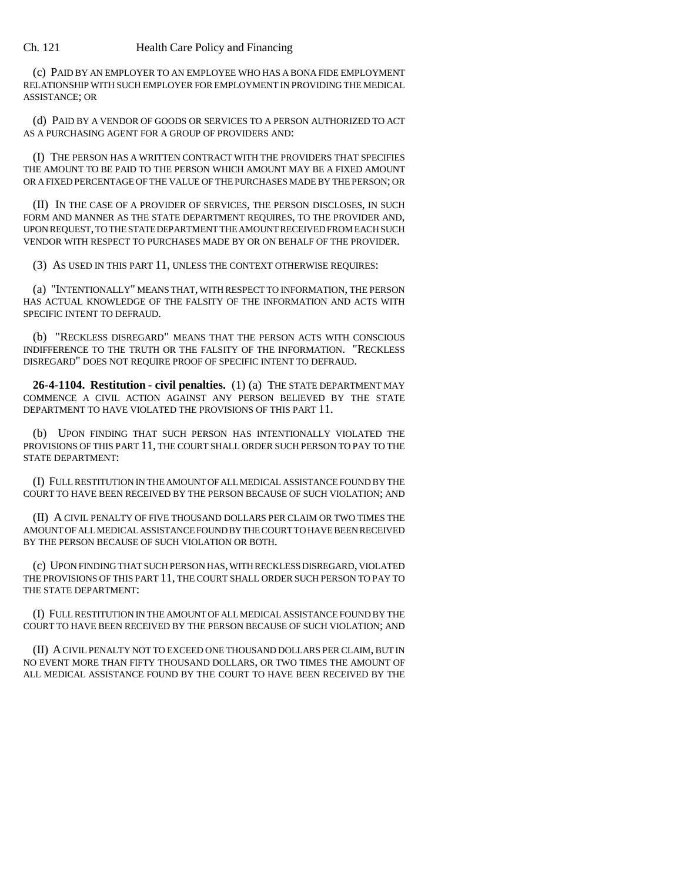(c) PAID BY AN EMPLOYER TO AN EMPLOYEE WHO HAS A BONA FIDE EMPLOYMENT RELATIONSHIP WITH SUCH EMPLOYER FOR EMPLOYMENT IN PROVIDING THE MEDICAL ASSISTANCE; OR

(d) PAID BY A VENDOR OF GOODS OR SERVICES TO A PERSON AUTHORIZED TO ACT AS A PURCHASING AGENT FOR A GROUP OF PROVIDERS AND:

(I) THE PERSON HAS A WRITTEN CONTRACT WITH THE PROVIDERS THAT SPECIFIES THE AMOUNT TO BE PAID TO THE PERSON WHICH AMOUNT MAY BE A FIXED AMOUNT OR A FIXED PERCENTAGE OF THE VALUE OF THE PURCHASES MADE BY THE PERSON; OR

(II) IN THE CASE OF A PROVIDER OF SERVICES, THE PERSON DISCLOSES, IN SUCH FORM AND MANNER AS THE STATE DEPARTMENT REQUIRES, TO THE PROVIDER AND, UPON REQUEST, TO THE STATE DEPARTMENT THE AMOUNT RECEIVED FROM EACH SUCH VENDOR WITH RESPECT TO PURCHASES MADE BY OR ON BEHALF OF THE PROVIDER.

(3) AS USED IN THIS PART 11, UNLESS THE CONTEXT OTHERWISE REQUIRES:

(a) "INTENTIONALLY" MEANS THAT, WITH RESPECT TO INFORMATION, THE PERSON HAS ACTUAL KNOWLEDGE OF THE FALSITY OF THE INFORMATION AND ACTS WITH SPECIFIC INTENT TO DEFRAUD.

(b) "RECKLESS DISREGARD" MEANS THAT THE PERSON ACTS WITH CONSCIOUS INDIFFERENCE TO THE TRUTH OR THE FALSITY OF THE INFORMATION. "RECKLESS DISREGARD" DOES NOT REQUIRE PROOF OF SPECIFIC INTENT TO DEFRAUD.

**26-4-1104. Restitution - civil penalties.** (1) (a) THE STATE DEPARTMENT MAY COMMENCE A CIVIL ACTION AGAINST ANY PERSON BELIEVED BY THE STATE DEPARTMENT TO HAVE VIOLATED THE PROVISIONS OF THIS PART 11.

(b) UPON FINDING THAT SUCH PERSON HAS INTENTIONALLY VIOLATED THE PROVISIONS OF THIS PART 11, THE COURT SHALL ORDER SUCH PERSON TO PAY TO THE STATE DEPARTMENT:

(I) FULL RESTITUTION IN THE AMOUNT OF ALL MEDICAL ASSISTANCE FOUND BY THE COURT TO HAVE BEEN RECEIVED BY THE PERSON BECAUSE OF SUCH VIOLATION; AND

(II) A CIVIL PENALTY OF FIVE THOUSAND DOLLARS PER CLAIM OR TWO TIMES THE AMOUNT OF ALL MEDICAL ASSISTANCE FOUND BY THE COURT TO HAVE BEEN RECEIVED BY THE PERSON BECAUSE OF SUCH VIOLATION OR BOTH.

(c) UPON FINDING THAT SUCH PERSON HAS, WITH RECKLESS DISREGARD, VIOLATED THE PROVISIONS OF THIS PART 11, THE COURT SHALL ORDER SUCH PERSON TO PAY TO THE STATE DEPARTMENT:

(I) FULL RESTITUTION IN THE AMOUNT OF ALL MEDICAL ASSISTANCE FOUND BY THE COURT TO HAVE BEEN RECEIVED BY THE PERSON BECAUSE OF SUCH VIOLATION; AND

(II) A CIVIL PENALTY NOT TO EXCEED ONE THOUSAND DOLLARS PER CLAIM, BUT IN NO EVENT MORE THAN FIFTY THOUSAND DOLLARS, OR TWO TIMES THE AMOUNT OF ALL MEDICAL ASSISTANCE FOUND BY THE COURT TO HAVE BEEN RECEIVED BY THE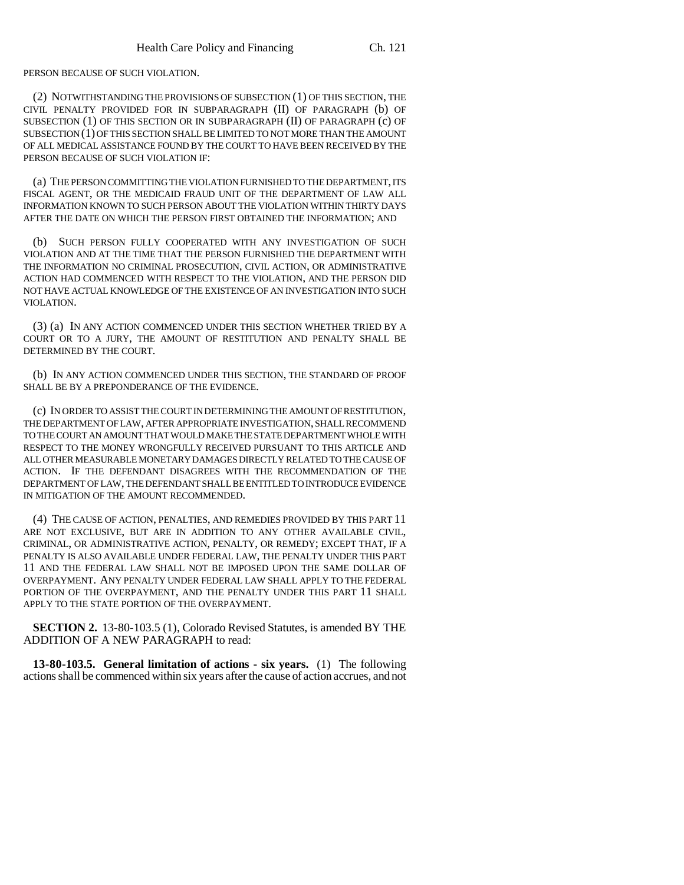PERSON BECAUSE OF SUCH VIOLATION.

(2) NOTWITHSTANDING THE PROVISIONS OF SUBSECTION (1) OF THIS SECTION, THE CIVIL PENALTY PROVIDED FOR IN SUBPARAGRAPH (II) OF PARAGRAPH (b) OF SUBSECTION (1) OF THIS SECTION OR IN SUBPARAGRAPH (II) OF PARAGRAPH (c) OF SUBSECTION (1) OF THIS SECTION SHALL BE LIMITED TO NOT MORE THAN THE AMOUNT OF ALL MEDICAL ASSISTANCE FOUND BY THE COURT TO HAVE BEEN RECEIVED BY THE PERSON BECAUSE OF SUCH VIOLATION IF:

(a) THE PERSON COMMITTING THE VIOLATION FURNISHED TO THE DEPARTMENT, ITS FISCAL AGENT, OR THE MEDICAID FRAUD UNIT OF THE DEPARTMENT OF LAW ALL INFORMATION KNOWN TO SUCH PERSON ABOUT THE VIOLATION WITHIN THIRTY DAYS AFTER THE DATE ON WHICH THE PERSON FIRST OBTAINED THE INFORMATION; AND

(b) SUCH PERSON FULLY COOPERATED WITH ANY INVESTIGATION OF SUCH VIOLATION AND AT THE TIME THAT THE PERSON FURNISHED THE DEPARTMENT WITH THE INFORMATION NO CRIMINAL PROSECUTION, CIVIL ACTION, OR ADMINISTRATIVE ACTION HAD COMMENCED WITH RESPECT TO THE VIOLATION, AND THE PERSON DID NOT HAVE ACTUAL KNOWLEDGE OF THE EXISTENCE OF AN INVESTIGATION INTO SUCH VIOLATION.

(3) (a) IN ANY ACTION COMMENCED UNDER THIS SECTION WHETHER TRIED BY A COURT OR TO A JURY, THE AMOUNT OF RESTITUTION AND PENALTY SHALL BE DETERMINED BY THE COURT.

(b) IN ANY ACTION COMMENCED UNDER THIS SECTION, THE STANDARD OF PROOF SHALL BE BY A PREPONDERANCE OF THE EVIDENCE.

(c) IN ORDER TO ASSIST THE COURT IN DETERMINING THE AMOUNT OF RESTITUTION, THE DEPARTMENT OF LAW, AFTER APPROPRIATE INVESTIGATION, SHALL RECOMMEND TO THE COURT AN AMOUNT THAT WOULD MAKE THE STATE DEPARTMENT WHOLE WITH RESPECT TO THE MONEY WRONGFULLY RECEIVED PURSUANT TO THIS ARTICLE AND ALL OTHER MEASURABLE MONETARY DAMAGES DIRECTLY RELATED TO THE CAUSE OF ACTION. IF THE DEFENDANT DISAGREES WITH THE RECOMMENDATION OF THE DEPARTMENT OF LAW, THE DEFENDANT SHALL BE ENTITLED TO INTRODUCE EVIDENCE IN MITIGATION OF THE AMOUNT RECOMMENDED.

(4) THE CAUSE OF ACTION, PENALTIES, AND REMEDIES PROVIDED BY THIS PART 11 ARE NOT EXCLUSIVE, BUT ARE IN ADDITION TO ANY OTHER AVAILABLE CIVIL, CRIMINAL, OR ADMINISTRATIVE ACTION, PENALTY, OR REMEDY; EXCEPT THAT, IF A PENALTY IS ALSO AVAILABLE UNDER FEDERAL LAW, THE PENALTY UNDER THIS PART 11 AND THE FEDERAL LAW SHALL NOT BE IMPOSED UPON THE SAME DOLLAR OF OVERPAYMENT. ANY PENALTY UNDER FEDERAL LAW SHALL APPLY TO THE FEDERAL PORTION OF THE OVERPAYMENT, AND THE PENALTY UNDER THIS PART 11 SHALL APPLY TO THE STATE PORTION OF THE OVERPAYMENT.

**SECTION 2.** 13-80-103.5 (1), Colorado Revised Statutes, is amended BY THE ADDITION OF A NEW PARAGRAPH to read:

**13-80-103.5. General limitation of actions - six years.** (1) The following actions shall be commenced within six years after the cause of action accrues, and not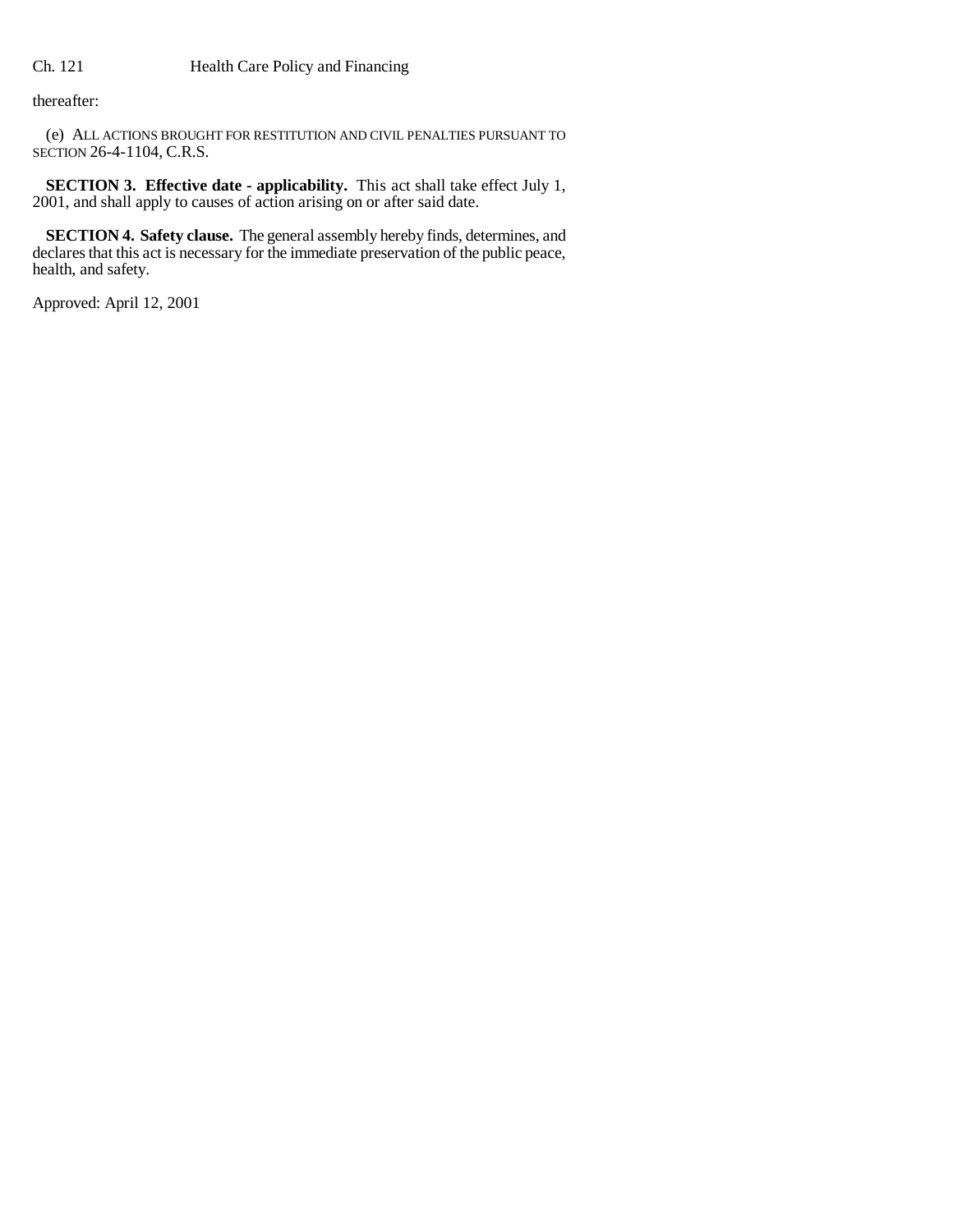thereafter:

(e) ALL ACTIONS BROUGHT FOR RESTITUTION AND CIVIL PENALTIES PURSUANT TO SECTION 26-4-1104, C.R.S.

**SECTION 3. Effective date - applicability.** This act shall take effect July 1, 2001, and shall apply to causes of action arising on or after said date.

**SECTION 4. Safety clause.** The general assembly hereby finds, determines, and declares that this act is necessary for the immediate preservation of the public peace, health, and safety.

Approved: April 12, 2001